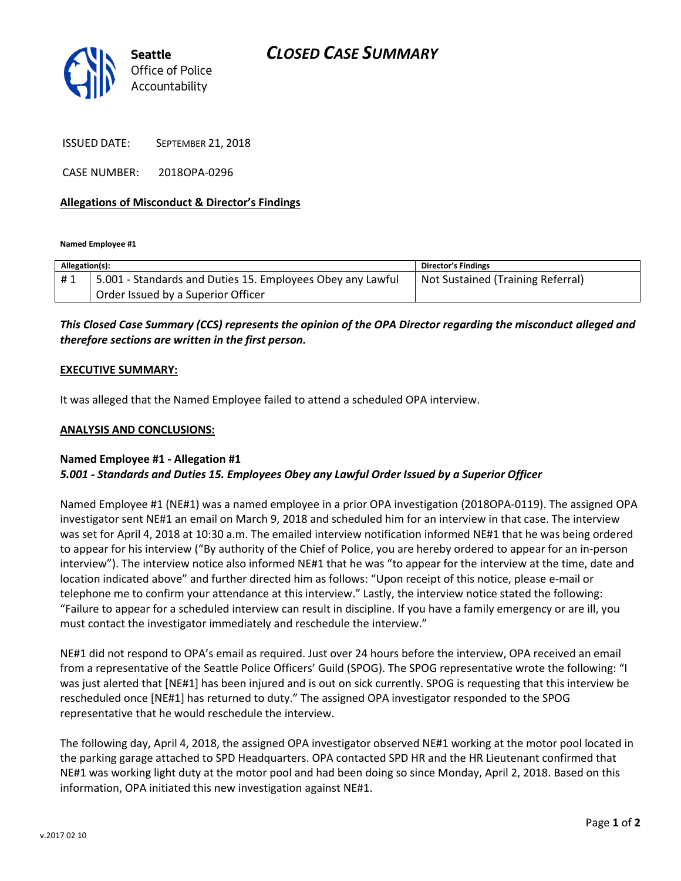Seattle Office of Police Accountability

# CLOSED CASE SUMMARY

ISSUED DATE: SEPTEMBER 21, 2018

CASE NUMBER: 2018OPA-0296

## Allegations of Misconduct & Director's Findings

**Named Employee #1**

| Allegation(s): | | Director's Findings |
|---|---|---|
| # 1 | 5.001 - Standards and Duties 15. Employees Obey any Lawful Order Issued by a Superior Officer | Not Sustained (Training Referral) |

***This Closed Case Summary (CCS) represents the opinion of the OPA Director regarding the misconduct alleged and therefore sections are written in the first person.***

## EXECUTIVE SUMMARY:

It was alleged that the Named Employee failed to attend a scheduled OPA interview.

## ANALYSIS AND CONCLUSIONS:

**Named Employee #1 - Allegation #1**
***5.001 - Standards and Duties 15. Employees Obey any Lawful Order Issued by a Superior Officer***

Named Employee #1 (NE#1) was a named employee in a prior OPA investigation (2018OPA-0119). The assigned OPA investigator sent NE#1 an email on March 9, 2018 and scheduled him for an interview in that case. The interview was set for April 4, 2018 at 10:30 a.m. The emailed interview notification informed NE#1 that he was being ordered to appear for his interview ("By authority of the Chief of Police, you are hereby ordered to appear for an in-person interview"). The interview notice also informed NE#1 that he was "to appear for the interview at the time, date and location indicated above" and further directed him as follows: "Upon receipt of this notice, please e-mail or telephone me to confirm your attendance at this interview." Lastly, the interview notice stated the following: "Failure to appear for a scheduled interview can result in discipline. If you have a family emergency or are ill, you must contact the investigator immediately and reschedule the interview."

NE#1 did not respond to OPA's email as required. Just over 24 hours before the interview, OPA received an email from a representative of the Seattle Police Officers' Guild (SPOG). The SPOG representative wrote the following: "I was just alerted that [NE#1] has been injured and is out on sick currently. SPOG is requesting that this interview be rescheduled once [NE#1] has returned to duty." The assigned OPA investigator responded to the SPOG representative that he would reschedule the interview.

The following day, April 4, 2018, the assigned OPA investigator observed NE#1 working at the motor pool located in the parking garage attached to SPD Headquarters. OPA contacted SPD HR and the HR Lieutenant confirmed that NE#1 was working light duty at the motor pool and had been doing so since Monday, April 2, 2018. Based on this information, OPA initiated this new investigation against NE#1.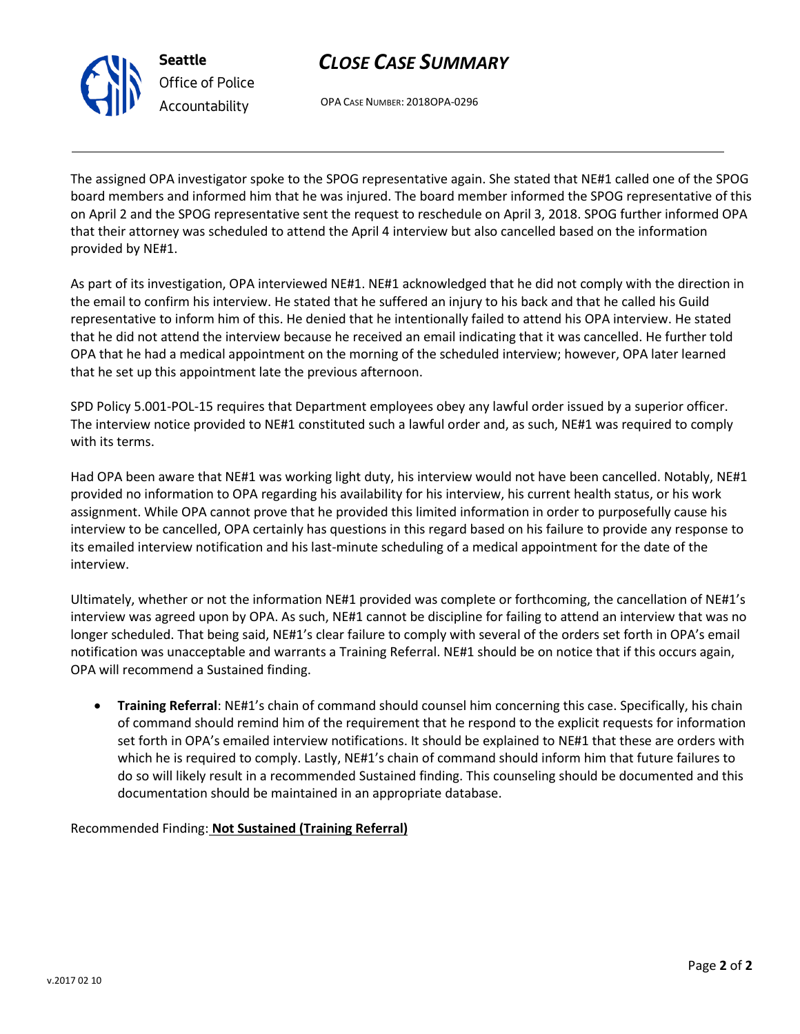The assigned OPA investigator spoke to the SPOG representative again. She stated that NE#1 called one of the SPOG board members and informed him that he was injured. The board member informed the SPOG representative of this on April 2 and the SPOG representative sent the request to reschedule on April 3, 2018. SPOG further informed OPA that their attorney was scheduled to attend the April 4 interview but also cancelled based on the information provided by NE#1.

As part of its investigation, OPA interviewed NE#1. NE#1 acknowledged that he did not comply with the direction in the email to confirm his interview. He stated that he suffered an injury to his back and that he called his Guild representative to inform him of this. He denied that he intentionally failed to attend his OPA interview. He stated that he did not attend the interview because he received an email indicating that it was cancelled. He further told OPA that he had a medical appointment on the morning of the scheduled interview; however, OPA later learned that he set up this appointment late the previous afternoon.

SPD Policy 5.001-POL-15 requires that Department employees obey any lawful order issued by a superior officer. The interview notice provided to NE#1 constituted such a lawful order and, as such, NE#1 was required to comply with its terms.

Had OPA been aware that NE#1 was working light duty, his interview would not have been cancelled. Notably, NE#1 provided no information to OPA regarding his availability for his interview, his current health status, or his work assignment. While OPA cannot prove that he provided this limited information in order to purposefully cause his interview to be cancelled, OPA certainly has questions in this regard based on his failure to provide any response to its emailed interview notification and his last-minute scheduling of a medical appointment for the date of the interview.

Ultimately, whether or not the information NE#1 provided was complete or forthcoming, the cancellation of NE#1's interview was agreed upon by OPA. As such, NE#1 cannot be discipline for failing to attend an interview that was no longer scheduled. That being said, NE#1's clear failure to comply with several of the orders set forth in OPA's email notification was unacceptable and warrants a Training Referral. NE#1 should be on notice that if this occurs again, OPA will recommend a Sustained finding.

- **Training Referral**: NE#1's chain of command should counsel him concerning this case. Specifically, his chain of command should remind him of the requirement that he respond to the explicit requests for information set forth in OPA's emailed interview notifications. It should be explained to NE#1 that these are orders with which he is required to comply. Lastly, NE#1's chain of command should inform him that future failures to do so will likely result in a recommended Sustained finding. This counseling should be documented and this documentation should be maintained in an appropriate database.

Recommended Finding: **Not Sustained (Training Referral)**